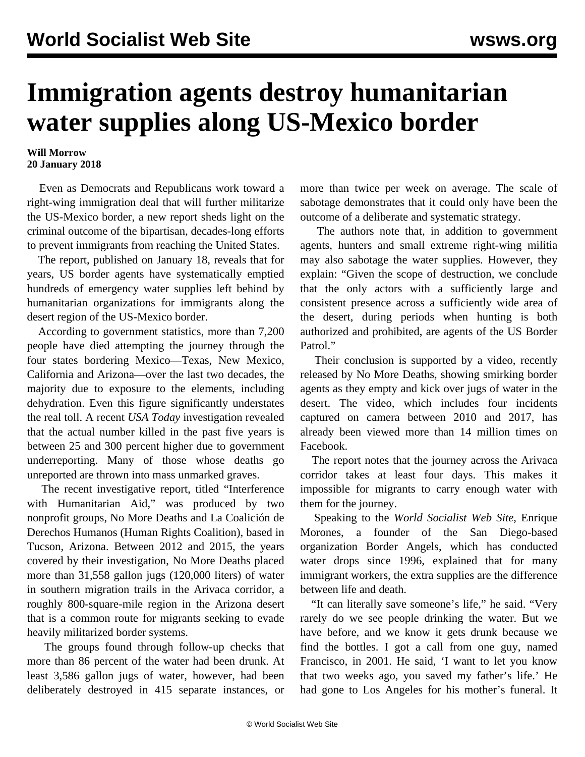# Immigration agents destroy humanitarian water supplies along US-Mexico border

**Will Morrow**
**20 January 2018**

Even as Democrats and Republicans work toward a right-wing immigration deal that will further militarize the US-Mexico border, a new report sheds light on the criminal outcome of the bipartisan, decades-long efforts to prevent immigrants from reaching the United States.

The report, published on January 18, reveals that for years, US border agents have systematically emptied hundreds of emergency water supplies left behind by humanitarian organizations for immigrants along the desert region of the US-Mexico border.

According to government statistics, more than 7,200 people have died attempting the journey through the four states bordering Mexico—Texas, New Mexico, California and Arizona—over the last two decades, the majority due to exposure to the elements, including dehydration. Even this figure significantly understates the real toll. A recent *USA Today* investigation revealed that the actual number killed in the past five years is between 25 and 300 percent higher due to government underreporting. Many of those whose deaths go unreported are thrown into mass unmarked graves.

The recent investigative report, titled "Interference with Humanitarian Aid," was produced by two nonprofit groups, No More Deaths and La Coalición de Derechos Humanos (Human Rights Coalition), based in Tucson, Arizona. Between 2012 and 2015, the years covered by their investigation, No More Deaths placed more than 31,558 gallon jugs (120,000 liters) of water in southern migration trails in the Arivaca corridor, a roughly 800-square-mile region in the Arizona desert that is a common route for migrants seeking to evade heavily militarized border systems.

The groups found through follow-up checks that more than 86 percent of the water had been drunk. At least 3,586 gallon jugs of water, however, had been deliberately destroyed in 415 separate instances, or more than twice per week on average. The scale of sabotage demonstrates that it could only have been the outcome of a deliberate and systematic strategy.

The authors note that, in addition to government agents, hunters and small extreme right-wing militia may also sabotage the water supplies. However, they explain: "Given the scope of destruction, we conclude that the only actors with a sufficiently large and consistent presence across a sufficiently wide area of the desert, during periods when hunting is both authorized and prohibited, are agents of the US Border Patrol."

Their conclusion is supported by a video, recently released by No More Deaths, showing smirking border agents as they empty and kick over jugs of water in the desert. The video, which includes four incidents captured on camera between 2010 and 2017, has already been viewed more than 14 million times on Facebook.

The report notes that the journey across the Arivaca corridor takes at least four days. This makes it impossible for migrants to carry enough water with them for the journey.

Speaking to the *World Socialist Web Site*, Enrique Morones, a founder of the San Diego-based organization Border Angels, which has conducted water drops since 1996, explained that for many immigrant workers, the extra supplies are the difference between life and death.

"It can literally save someone's life," he said. "Very rarely do we see people drinking the water. But we have before, and we know it gets drunk because we find the bottles. I got a call from one guy, named Francisco, in 2001. He said, 'I want to let you know that two weeks ago, you saved my father's life.' He had gone to Los Angeles for his mother's funeral. It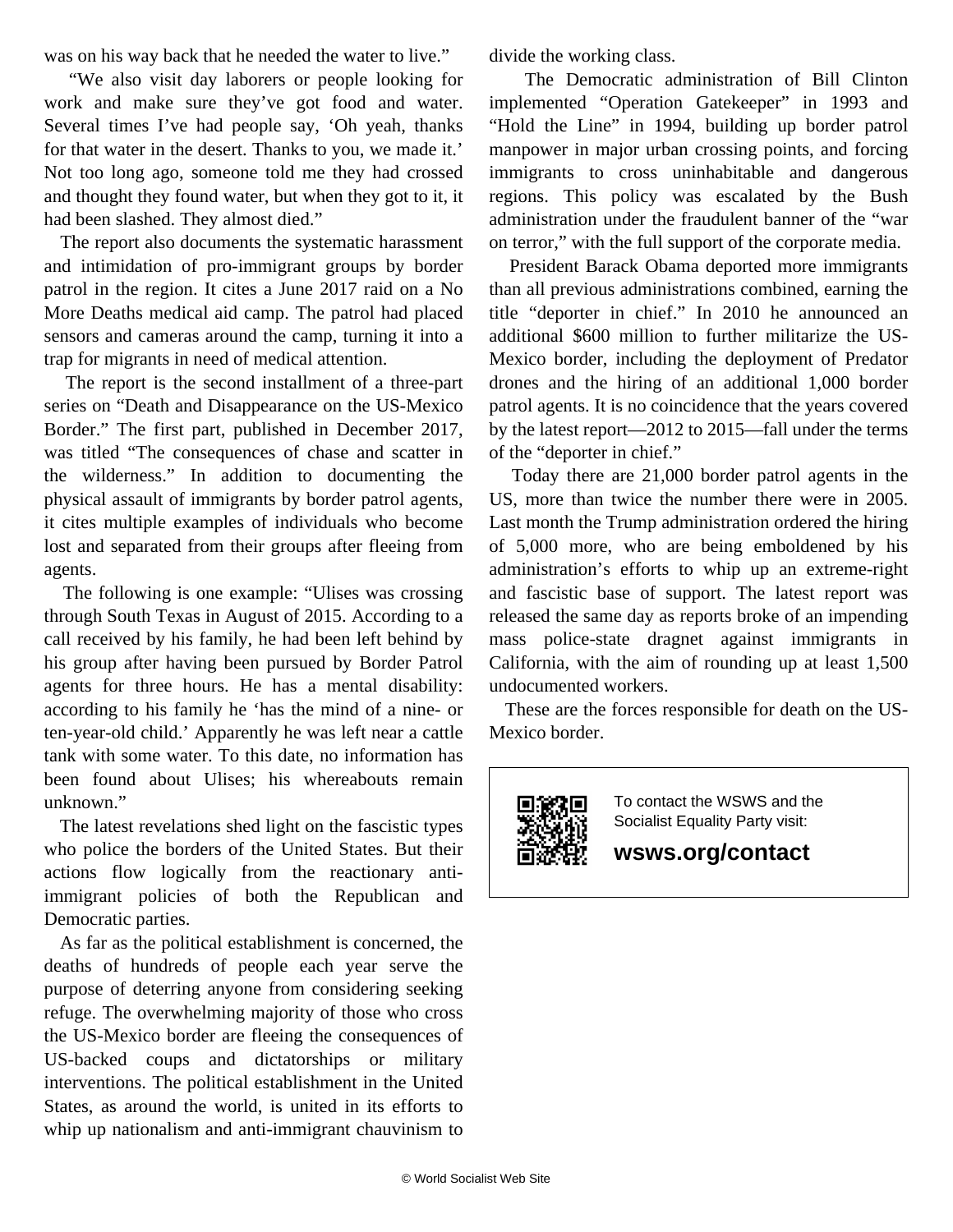was on his way back that he needed the water to live."

"We also visit day laborers or people looking for work and make sure they've got food and water. Several times I've had people say, 'Oh yeah, thanks for that water in the desert. Thanks to you, we made it.' Not too long ago, someone told me they had crossed and thought they found water, but when they got to it, it had been slashed. They almost died."

The report also documents the systematic harassment and intimidation of pro-immigrant groups by border patrol in the region. It cites a June 2017 raid on a No More Deaths medical aid camp. The patrol had placed sensors and cameras around the camp, turning it into a trap for migrants in need of medical attention.

The report is the second installment of a three-part series on "Death and Disappearance on the US-Mexico Border." The first part, published in December 2017, was titled "The consequences of chase and scatter in the wilderness." In addition to documenting the physical assault of immigrants by border patrol agents, it cites multiple examples of individuals who become lost and separated from their groups after fleeing from agents.

The following is one example: "Ulises was crossing through South Texas in August of 2015. According to a call received by his family, he had been left behind by his group after having been pursued by Border Patrol agents for three hours. He has a mental disability: according to his family he 'has the mind of a nine- or ten-year-old child.' Apparently he was left near a cattle tank with some water. To this date, no information has been found about Ulises; his whereabouts remain unknown."

The latest revelations shed light on the fascistic types who police the borders of the United States. But their actions flow logically from the reactionary anti-immigrant policies of both the Republican and Democratic parties.

As far as the political establishment is concerned, the deaths of hundreds of people each year serve the purpose of deterring anyone from considering seeking refuge. The overwhelming majority of those who cross the US-Mexico border are fleeing the consequences of US-backed coups and dictatorships or military interventions. The political establishment in the United States, as around the world, is united in its efforts to whip up nationalism and anti-immigrant chauvinism to divide the working class.

The Democratic administration of Bill Clinton implemented "Operation Gatekeeper" in 1993 and "Hold the Line" in 1994, building up border patrol manpower in major urban crossing points, and forcing immigrants to cross uninhabitable and dangerous regions. This policy was escalated by the Bush administration under the fraudulent banner of the "war on terror," with the full support of the corporate media.

President Barack Obama deported more immigrants than all previous administrations combined, earning the title "deporter in chief." In 2010 he announced an additional $600 million to further militarize the US-Mexico border, including the deployment of Predator drones and the hiring of an additional 1,000 border patrol agents. It is no coincidence that the years covered by the latest report—2012 to 2015—fall under the terms of the "deporter in chief."

Today there are 21,000 border patrol agents in the US, more than twice the number there were in 2005. Last month the Trump administration ordered the hiring of 5,000 more, who are being emboldened by his administration's efforts to whip up an extreme-right and fascistic base of support. The latest report was released the same day as reports broke of an impending mass police-state dragnet against immigrants in California, with the aim of rounding up at least 1,500 undocumented workers.

These are the forces responsible for death on the US-Mexico border.

To contact the WSWS and the Socialist Equality Party visit:

**wsws.org/contact**